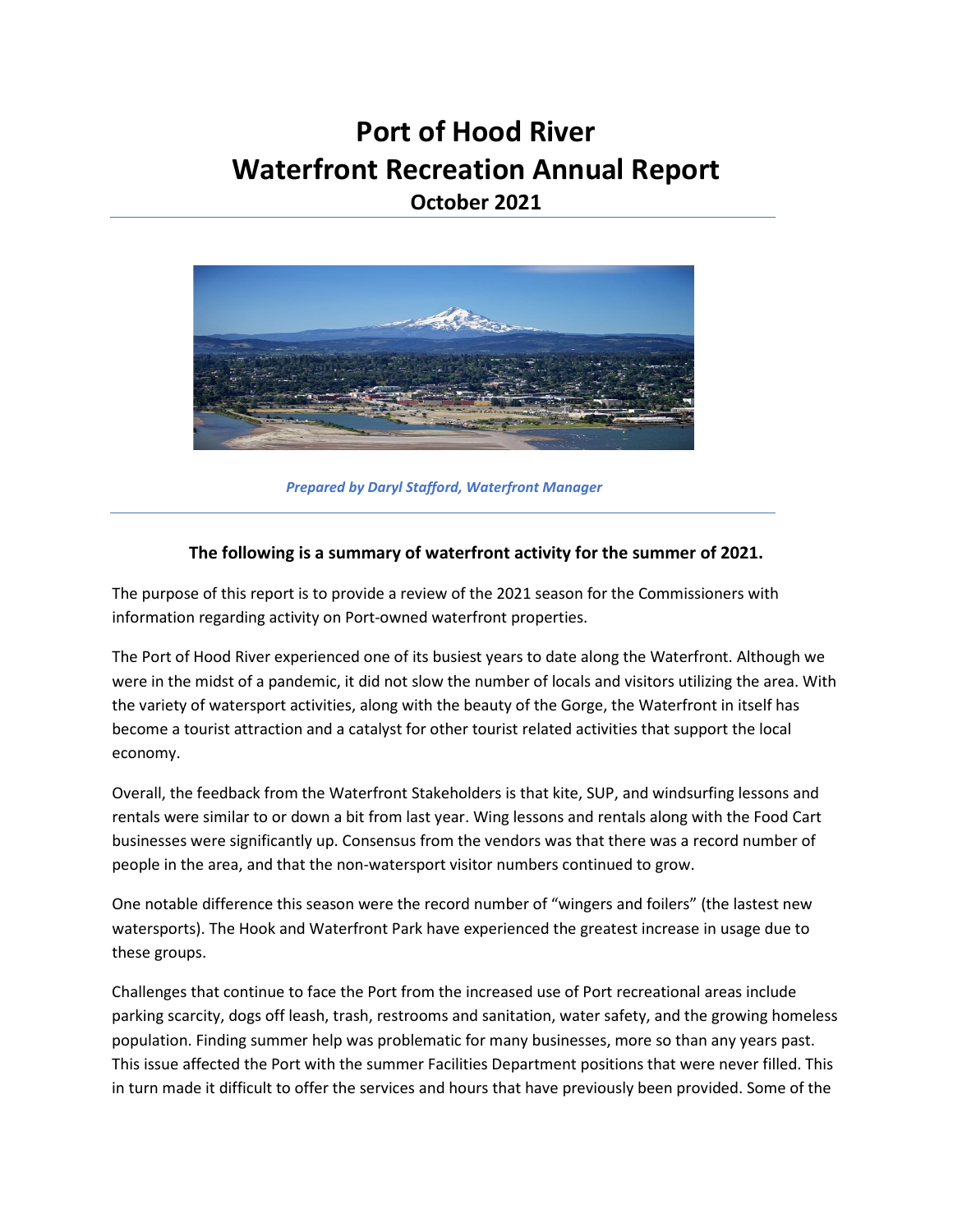# Port of Hood River
# Waterfront Recreation Annual Report
## October 2021

*Prepared by Daryl Stafford, Waterfront Manager*

**The following is a summary of waterfront activity for the summer of 2021.**

The purpose of this report is to provide a review of the 2021 season for the Commissioners with information regarding activity on Port-owned waterfront properties.

The Port of Hood River experienced one of its busiest years to date along the Waterfront. Although we were in the midst of a pandemic, it did not slow the number of locals and visitors utilizing the area. With the variety of watersport activities, along with the beauty of the Gorge, the Waterfront in itself has become a tourist attraction and a catalyst for other tourist related activities that support the local economy.

Overall, the feedback from the Waterfront Stakeholders is that kite, SUP, and windsurfing lessons and rentals were similar to or down a bit from last year. Wing lessons and rentals along with the Food Cart businesses were significantly up. Consensus from the vendors was that there was a record number of people in the area, and that the non-watersport visitor numbers continued to grow.

One notable difference this season were the record number of "wingers and foilers" (the lastest new watersports). The Hook and Waterfront Park have experienced the greatest increase in usage due to these groups.

Challenges that continue to face the Port from the increased use of Port recreational areas include parking scarcity, dogs off leash, trash, restrooms and sanitation, water safety, and the growing homeless population. Finding summer help was problematic for many businesses, more so than any years past. This issue affected the Port with the summer Facilities Department positions that were never filled. This in turn made it difficult to offer the services and hours that have previously been provided. Some of the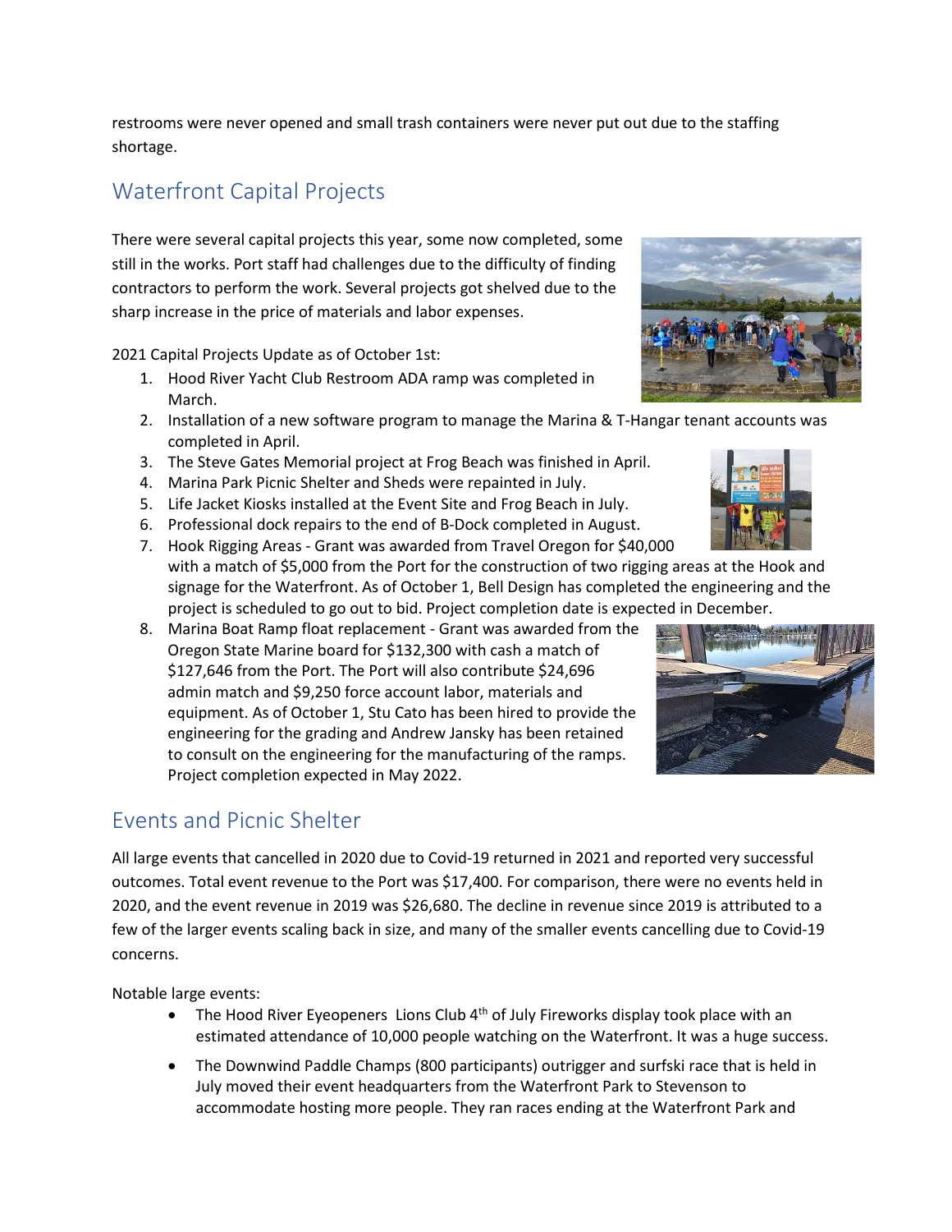restrooms were never opened and small trash containers were never put out due to the staffing shortage.

## Waterfront Capital Projects

There were several capital projects this year, some now completed, some still in the works. Port staff had challenges due to the difficulty of finding contractors to perform the work. Several projects got shelved due to the sharp increase in the price of materials and labor expenses.

2021 Capital Projects Update as of October 1st:

1. Hood River Yacht Club Restroom ADA ramp was completed in March.
2. Installation of a new software program to manage the Marina & T-Hangar tenant accounts was completed in April.
3. The Steve Gates Memorial project at Frog Beach was finished in April.
4. Marina Park Picnic Shelter and Sheds were repainted in July.
5. Life Jacket Kiosks installed at the Event Site and Frog Beach in July.
6. Professional dock repairs to the end of B-Dock completed in August.
7. Hook Rigging Areas - Grant was awarded from Travel Oregon for $40,000 with a match of $5,000 from the Port for the construction of two rigging areas at the Hook and signage for the Waterfront. As of October 1, Bell Design has completed the engineering and the project is scheduled to go out to bid. Project completion date is expected in December.
8. Marina Boat Ramp float replacement - Grant was awarded from the Oregon State Marine board for $132,300 with cash a match of $127,646 from the Port. The Port will also contribute $24,696 admin match and $9,250 force account labor, materials and equipment. As of October 1, Stu Cato has been hired to provide the engineering for the grading and Andrew Jansky has been retained to consult on the engineering for the manufacturing of the ramps. Project completion expected in May 2022.

## Events and Picnic Shelter

All large events that cancelled in 2020 due to Covid-19 returned in 2021 and reported very successful outcomes. Total event revenue to the Port was $17,400. For comparison, there were no events held in 2020, and the event revenue in 2019 was $26,680. The decline in revenue since 2019 is attributed to a few of the larger events scaling back in size, and many of the smaller events cancelling due to Covid-19 concerns.

Notable large events:

- The Hood River Eyeopeners Lions Club 4th of July Fireworks display took place with an estimated attendance of 10,000 people watching on the Waterfront. It was a huge success.
- The Downwind Paddle Champs (800 participants) outrigger and surfski race that is held in July moved their event headquarters from the Waterfront Park to Stevenson to accommodate hosting more people. They ran races ending at the Waterfront Park and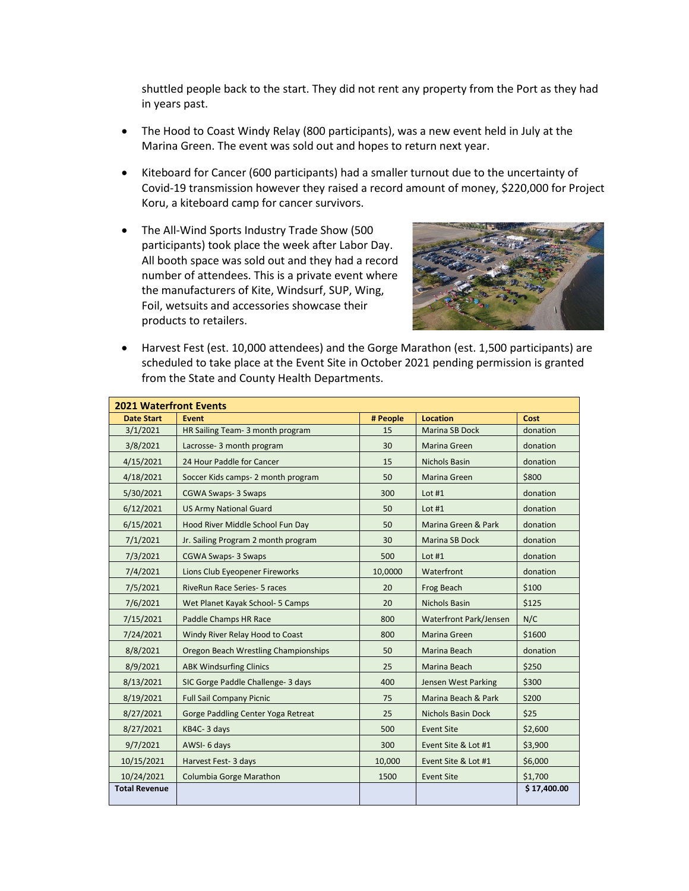shuttled people back to the start. They did not rent any property from the Port as they had in years past.

- The Hood to Coast Windy Relay (800 participants), was a new event held in July at the Marina Green. The event was sold out and hopes to return next year.
- Kiteboard for Cancer (600 participants) had a smaller turnout due to the uncertainty of Covid-19 transmission however they raised a record amount of money, $220,000 for Project Koru, a kiteboard camp for cancer survivors.
- The All-Wind Sports Industry Trade Show (500 participants) took place the week after Labor Day. All booth space was sold out and they had a record number of attendees. This is a private event where the manufacturers of Kite, Windsurf, SUP, Wing, Foil, wetsuits and accessories showcase their products to retailers.
- Harvest Fest (est. 10,000 attendees) and the Gorge Marathon (est. 1,500 participants) are scheduled to take place at the Event Site in October 2021 pending permission is granted from the State and County Health Departments.

| **2021 Waterfront Events** | | | | |
|---|---|---|---|---|
| **Date Start** | **Event** | **# People** | **Location** | **Cost** |
| 3/1/2021 | HR Sailing Team- 3 month program | 15 | Marina SB Dock | donation |
| 3/8/2021 | Lacrosse- 3 month program | 30 | Marina Green | donation |
| 4/15/2021 | 24 Hour Paddle for Cancer | 15 | Nichols Basin | donation |
| 4/18/2021 | Soccer Kids camps- 2 month program | 50 | Marina Green | $800 |
| 5/30/2021 | CGWA Swaps- 3 Swaps | 300 | Lot #1 | donation |
| 6/12/2021 | US Army National Guard | 50 | Lot #1 | donation |
| 6/15/2021 | Hood River Middle School Fun Day | 50 | Marina Green & Park | donation |
| 7/1/2021 | Jr. Sailing Program 2 month program | 30 | Marina SB Dock | donation |
| 7/3/2021 | CGWA Swaps- 3 Swaps | 500 | Lot #1 | donation |
| 7/4/2021 | Lions Club Eyeopener Fireworks | 10,0000 | Waterfront | donation |
| 7/5/2021 | RiveRun Race Series- 5 races | 20 | Frog Beach | $100 |
| 7/6/2021 | Wet Planet Kayak School- 5 Camps | 20 | Nichols Basin | $125 |
| 7/15/2021 | Paddle Champs HR Race | 800 | Waterfront Park/Jensen | N/C |
| 7/24/2021 | Windy River Relay Hood to Coast | 800 | Marina Green | $1600 |
| 8/8/2021 | Oregon Beach Wrestling Championships | 50 | Marina Beach | donation |
| 8/9/2021 | ABK Windsurfing Clinics | 25 | Marina Beach | $250 |
| 8/13/2021 | SIC Gorge Paddle Challenge- 3 days | 400 | Jensen West Parking | $300 |
| 8/19/2021 | Full Sail Company Picnic | 75 | Marina Beach & Park | S200 |
| 8/27/2021 | Gorge Paddling Center Yoga Retreat | 25 | Nichols Basin Dock | $25 |
| 8/27/2021 | KB4C- 3 days | 500 | Event Site | $2,600 |
| 9/7/2021 | AWSI- 6 days | 300 | Event Site & Lot #1 | $3,900 |
| 10/15/2021 | Harvest Fest- 3 days | 10,000 | Event Site & Lot #1 | $6,000 |
| 10/24/2021 | Columbia Gorge Marathon | 1500 | Event Site | $1,700 |
| **Total Revenue** | | | | **$ 17,400.00** |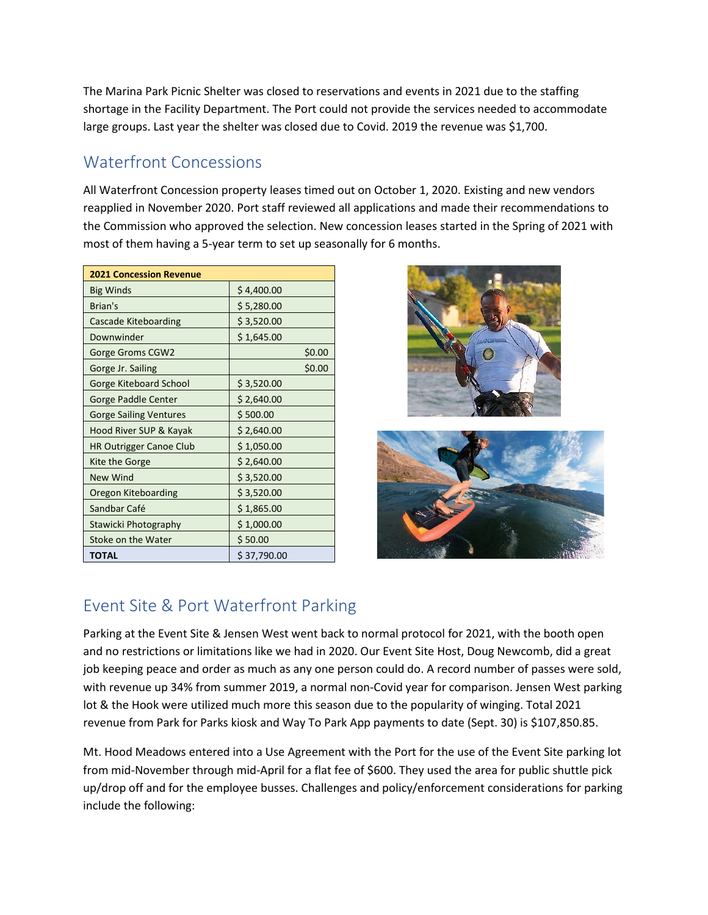The Marina Park Picnic Shelter was closed to reservations and events in 2021 due to the staffing shortage in the Facility Department. The Port could not provide the services needed to accommodate large groups. Last year the shelter was closed due to Covid. 2019 the revenue was $1,700.

## Waterfront Concessions

All Waterfront Concession property leases timed out on October 1, 2020. Existing and new vendors reapplied in November 2020. Port staff reviewed all applications and made their recommendations to the Commission who approved the selection. New concession leases started in the Spring of 2021 with most of them having a 5-year term to set up seasonally for 6 months.

| 2021 Concession Revenue | |
|---|---|
| Big Winds | $ 4,400.00 |
| Brian's | $ 5,280.00 |
| Cascade Kiteboarding | $ 3,520.00 |
| Downwinder | $ 1,645.00 |
| Gorge Groms CGW2 | $0.00 |
| Gorge Jr. Sailing | $0.00 |
| Gorge Kiteboard School | $ 3,520.00 |
| Gorge Paddle Center | $ 2,640.00 |
| Gorge Sailing Ventures | $ 500.00 |
| Hood River SUP & Kayak | $ 2,640.00 |
| HR Outrigger Canoe Club | $ 1,050.00 |
| Kite the Gorge | $ 2,640.00 |
| New Wind | $ 3,520.00 |
| Oregon Kiteboarding | $ 3,520.00 |
| Sandbar Café | $ 1,865.00 |
| Stawicki Photography | $ 1,000.00 |
| Stoke on the Water | $ 50.00 |
| **TOTAL** | $ 37,790.00 |

## Event Site & Port Waterfront Parking

Parking at the Event Site & Jensen West went back to normal protocol for 2021, with the booth open and no restrictions or limitations like we had in 2020. Our Event Site Host, Doug Newcomb, did a great job keeping peace and order as much as any one person could do. A record number of passes were sold, with revenue up 34% from summer 2019, a normal non-Covid year for comparison. Jensen West parking lot & the Hook were utilized much more this season due to the popularity of winging. Total 2021 revenue from Park for Parks kiosk and Way To Park App payments to date (Sept. 30) is $107,850.85.

Mt. Hood Meadows entered into a Use Agreement with the Port for the use of the Event Site parking lot from mid-November through mid-April for a flat fee of $600. They used the area for public shuttle pick up/drop off and for the employee busses. Challenges and policy/enforcement considerations for parking include the following: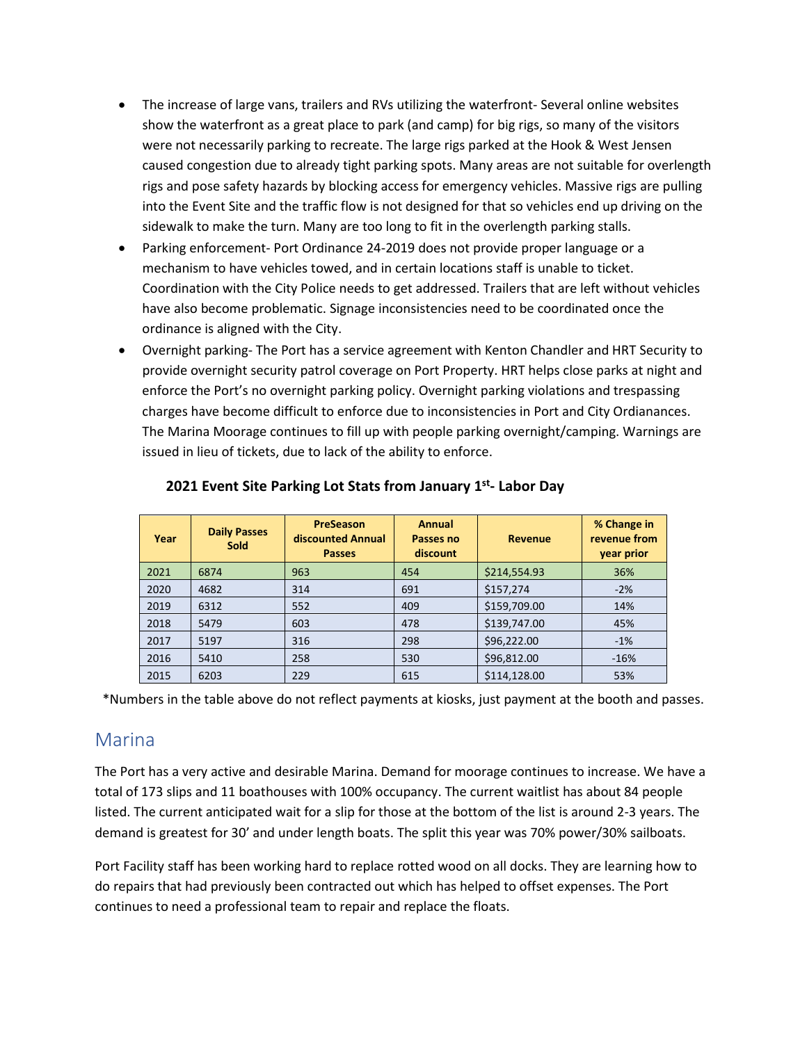- The increase of large vans, trailers and RVs utilizing the waterfront- Several online websites show the waterfront as a great place to park (and camp) for big rigs, so many of the visitors were not necessarily parking to recreate. The large rigs parked at the Hook & West Jensen caused congestion due to already tight parking spots. Many areas are not suitable for overlength rigs and pose safety hazards by blocking access for emergency vehicles. Massive rigs are pulling into the Event Site and the traffic flow is not designed for that so vehicles end up driving on the sidewalk to make the turn. Many are too long to fit in the overlength parking stalls.
- Parking enforcement- Port Ordinance 24-2019 does not provide proper language or a mechanism to have vehicles towed, and in certain locations staff is unable to ticket. Coordination with the City Police needs to get addressed. Trailers that are left without vehicles have also become problematic. Signage inconsistencies need to be coordinated once the ordinance is aligned with the City.
- Overnight parking- The Port has a service agreement with Kenton Chandler and HRT Security to provide overnight security patrol coverage on Port Property. HRT helps close parks at night and enforce the Port's no overnight parking policy. Overnight parking violations and trespassing charges have become difficult to enforce due to inconsistencies in Port and City Ordianances. The Marina Moorage continues to fill up with people parking overnight/camping. Warnings are issued in lieu of tickets, due to lack of the ability to enforce.

**2021 Event Site Parking Lot Stats from January 1st- Labor Day**

| Year | Daily Passes Sold | PreSeason discounted Annual Passes | Annual Passes no discount | Revenue | % Change in revenue from year prior |
|---|---|---|---|---|---|
| 2021 | 6874 | 963 | 454 | $214,554.93 | 36% |
| 2020 | 4682 | 314 | 691 | $157,274 | -2% |
| 2019 | 6312 | 552 | 409 | $159,709.00 | 14% |
| 2018 | 5479 | 603 | 478 | $139,747.00 | 45% |
| 2017 | 5197 | 316 | 298 | $96,222.00 | -1% |
| 2016 | 5410 | 258 | 530 | $96,812.00 | -16% |
| 2015 | 6203 | 229 | 615 | $114,128.00 | 53% |

*Numbers in the table above do not reflect payments at kiosks, just payment at the booth and passes.

## Marina

The Port has a very active and desirable Marina. Demand for moorage continues to increase. We have a total of 173 slips and 11 boathouses with 100% occupancy. The current waitlist has about 84 people listed. The current anticipated wait for a slip for those at the bottom of the list is around 2-3 years. The demand is greatest for 30' and under length boats. The split this year was 70% power/30% sailboats.

Port Facility staff has been working hard to replace rotted wood on all docks. They are learning how to do repairs that had previously been contracted out which has helped to offset expenses. The Port continues to need a professional team to repair and replace the floats.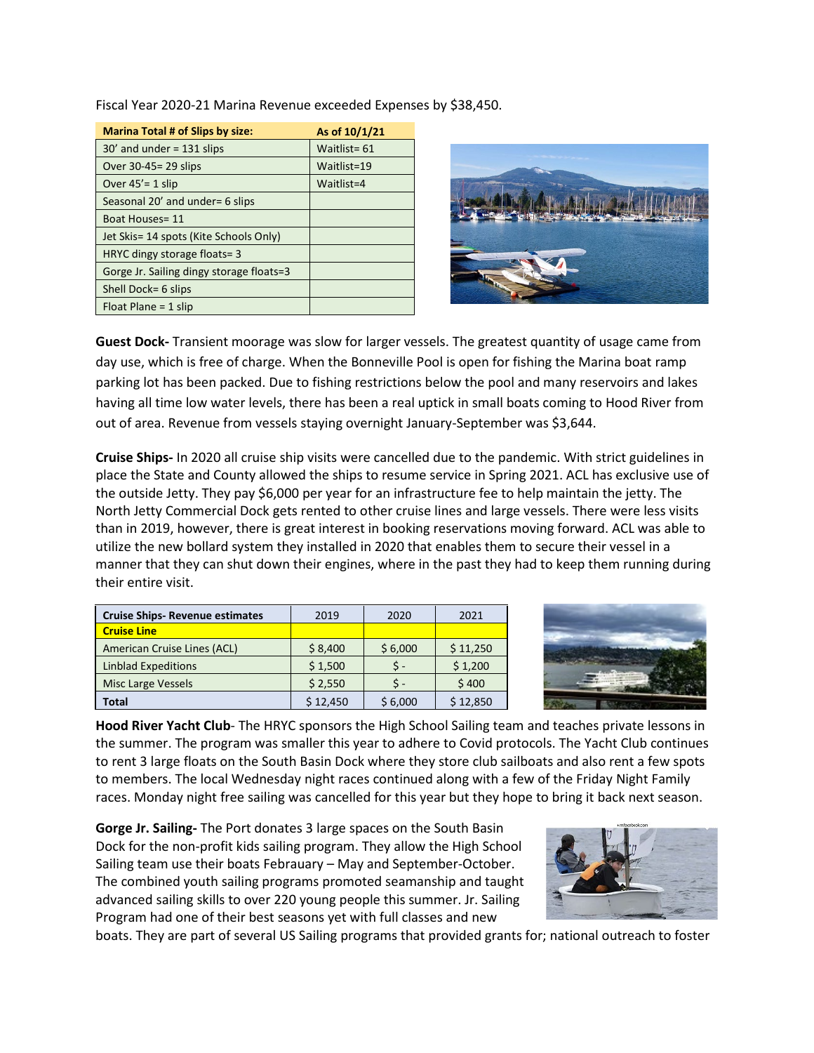Fiscal Year 2020-21 Marina Revenue exceeded Expenses by $38,450.

| Marina Total # of Slips by size: | As of 10/1/21 |
|---|---|
| 30' and under = 131 slips | Waitlist= 61 |
| Over 30-45= 29 slips | Waitlist=19 |
| Over 45'= 1 slip | Waitlist=4 |
| Seasonal 20' and under= 6 slips | |
| Boat Houses= 11 | |
| Jet Skis= 14 spots (Kite Schools Only) | |
| HRYC dingy storage floats= 3 | |
| Gorge Jr. Sailing dingy storage floats=3 | |
| Shell Dock= 6 slips | |
| Float Plane = 1 slip | |

**Guest Dock-** Transient moorage was slow for larger vessels. The greatest quantity of usage came from day use, which is free of charge. When the Bonneville Pool is open for fishing the Marina boat ramp parking lot has been packed. Due to fishing restrictions below the pool and many reservoirs and lakes having all time low water levels, there has been a real uptick in small boats coming to Hood River from out of area. Revenue from vessels staying overnight January-September was $3,644.

**Cruise Ships-** In 2020 all cruise ship visits were cancelled due to the pandemic. With strict guidelines in place the State and County allowed the ships to resume service in Spring 2021. ACL has exclusive use of the outside Jetty. They pay $6,000 per year for an infrastructure fee to help maintain the jetty. The North Jetty Commercial Dock gets rented to other cruise lines and large vessels. There were less visits than in 2019, however, there is great interest in booking reservations moving forward. ACL was able to utilize the new bollard system they installed in 2020 that enables them to secure their vessel in a manner that they can shut down their engines, where in the past they had to keep them running during their entire visit.

| Cruise Ships- Revenue estimates | 2019 | 2020 | 2021 |
|---|---|---|---|
| **Cruise Line** | | | |
| American Cruise Lines (ACL) | $ 8,400 | $ 6,000 | $ 11,250 |
| Linblad Expeditions | $ 1,500 | $ - | $ 1,200 |
| Misc Large Vessels | $ 2,550 | $ - | $ 400 |
| **Total** | $ 12,450 | $ 6,000 | $ 12,850 |

**Hood River Yacht Club**- The HRYC sponsors the High School Sailing team and teaches private lessons in the summer. The program was smaller this year to adhere to Covid protocols. The Yacht Club continues to rent 3 large floats on the South Basin Dock where they store club sailboats and also rent a few spots to members. The local Wednesday night races continued along with a few of the Friday Night Family races. Monday night free sailing was cancelled for this year but they hope to bring it back next season.

**Gorge Jr. Sailing-** The Port donates 3 large spaces on the South Basin Dock for the non-profit kids sailing program. They allow the High School Sailing team use their boats Febrauary – May and September-October. The combined youth sailing programs promoted seamanship and taught advanced sailing skills to over 220 young people this summer. Jr. Sailing Program had one of their best seasons yet with full classes and new boats. They are part of several US Sailing programs that provided grants for; national outreach to foster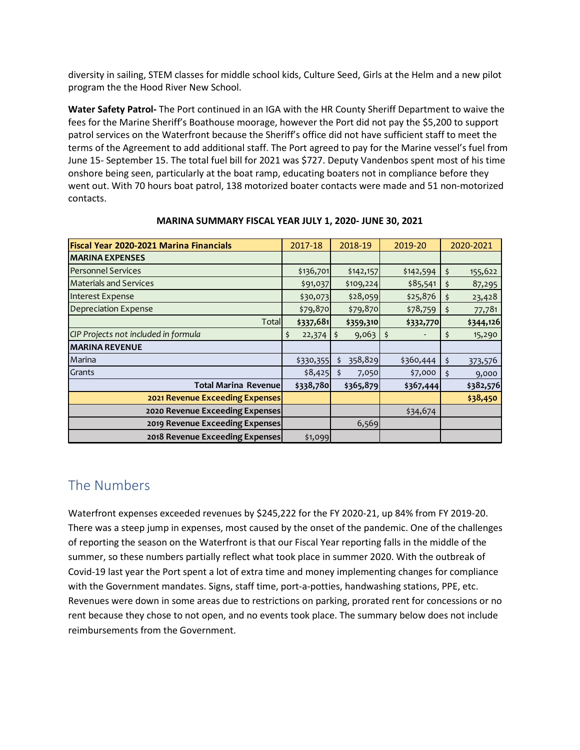diversity in sailing, STEM classes for middle school kids, Culture Seed, Girls at the Helm and a new pilot program the the Hood River New School.

**Water Safety Patrol-** The Port continued in an IGA with the HR County Sheriff Department to waive the fees for the Marine Sheriff's Boathouse moorage, however the Port did not pay the $5,200 to support patrol services on the Waterfront because the Sheriff's office did not have sufficient staff to meet the terms of the Agreement to add additional staff. The Port agreed to pay for the Marine vessel's fuel from June 15- September 15. The total fuel bill for 2021 was $727. Deputy Vandenbos spent most of his time onshore being seen, particularly at the boat ramp, educating boaters not in compliance before they went out. With 70 hours boat patrol, 138 motorized boater contacts were made and 51 non-motorized contacts.

**MARINA SUMMARY FISCAL YEAR JULY 1, 2020- JUNE 30, 2021**

| **Fiscal Year 2020-2021 Marina Financials** | 2017-18 | 2018-19 | 2019-20 | 2020-2021 |
|---|---|---|---|---|
| **MARINA EXPENSES** | | | | |
| Personnel Services | $136,701 | $142,157 | $142,594 | $ 155,622 |
| Materials and Services | $91,037 | $109,224 | $85,541 | $ 87,295 |
| Interest Expense | $30,073 | $28,059 | $25,876 | $ 23,428 |
| Depreciation Expense | $79,870 | $79,870 | $78,759 | $ 77,781 |
| Total | **$337,681** | **$359,310** | **$332,770** | **$344,126** |
| *CIP Projects not included in formula* | $ 22,374 | $ 9,063 | $ - | $ 15,290 |
| **MARINA REVENUE** | | | | |
| Marina | $330,355 | $ 358,829 | $360,444 | $ 373,576 |
| Grants | $8,425 | $ 7,050 | $7,000 | $ 9,000 |
| **Total Marina Revenue** | **$338,780** | **$365,879** | **$367,444** | **$382,576** |
| **2021 Revenue Exceeding Expenses** | | | | **$38,450** |
| **2020 Revenue Exceeding Expenses** | | | $34,674 | |
| **2019 Revenue Exceeding Expenses** | | 6,569 | | |
| **2018 Revenue Exceeding Expenses** | $1,099 | | | |

## The Numbers

Waterfront expenses exceeded revenues by $245,222 for the FY 2020-21, up 84% from FY 2019-20. There was a steep jump in expenses, most caused by the onset of the pandemic. One of the challenges of reporting the season on the Waterfront is that our Fiscal Year reporting falls in the middle of the summer, so these numbers partially reflect what took place in summer 2020. With the outbreak of Covid-19 last year the Port spent a lot of extra time and money implementing changes for compliance with the Government mandates. Signs, staff time, port-a-potties, handwashing stations, PPE, etc. Revenues were down in some areas due to restrictions on parking, prorated rent for concessions or no rent because they chose to not open, and no events took place. The summary below does not include reimbursements from the Government.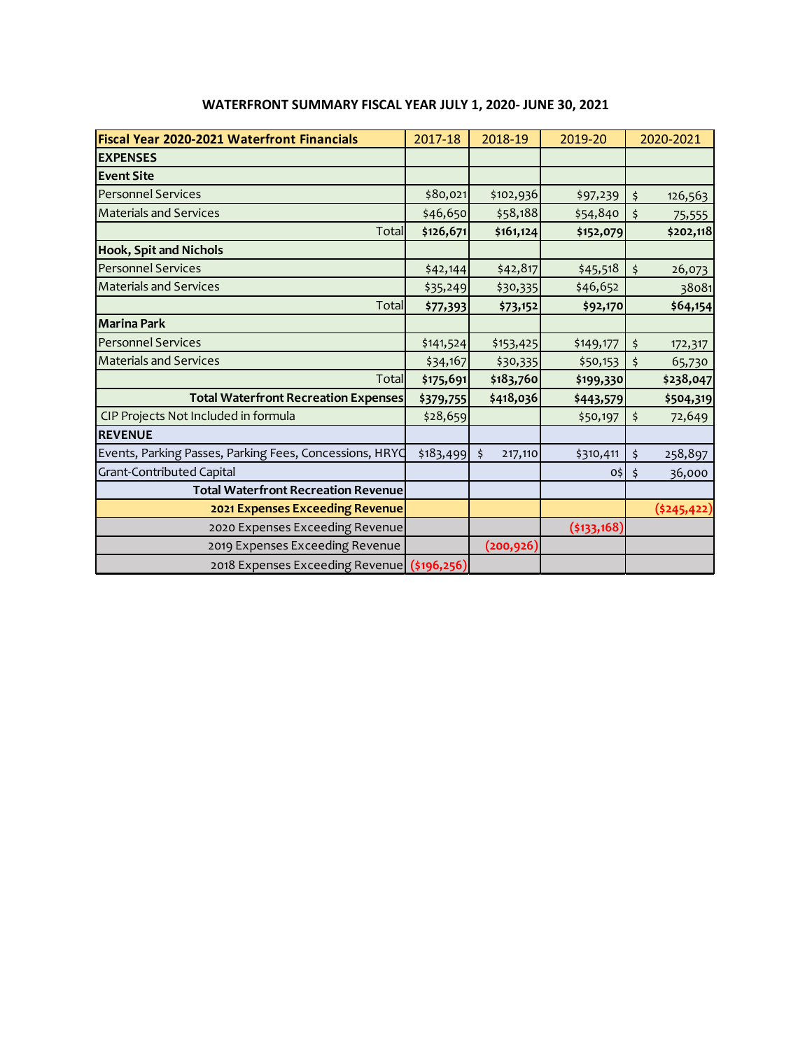# WATERFRONT SUMMARY FISCAL YEAR JULY 1, 2020- JUNE 30, 2021

| Fiscal Year 2020-2021 Waterfront Financials | 2017-18 | 2018-19 | 2019-20 | 2020-2021 |
|---|---|---|---|---|
| **EXPENSES** | | | | |
| **Event Site** | | | | |
| Personnel Services | $80,021 | $102,936 | $97,239 | $ 126,563 |
| Materials and Services | $46,650 | $58,188 | $54,840 | $ 75,555 |
| Total | **$126,671** | **$161,124** | **$152,079** | **$202,118** |
| **Hook, Spit and Nichols** | | | | |
| Personnel Services | $42,144 | $42,817 | $45,518 | $ 26,073 |
| Materials and Services | $35,249 | $30,335 | $46,652 | 38081 |
| Total | **$77,393** | **$73,152** | **$92,170** | **$64,154** |
| **Marina Park** | | | | |
| Personnel Services | $141,524 | $153,425 | $149,177 | $ 172,317 |
| Materials and Services | $34,167 | $30,335 | $50,153 | $ 65,730 |
| Total | **$175,691** | **$183,760** | **$199,330** | **$238,047** |
| **Total Waterfront Recreation Expenses** | **$379,755** | **$418,036** | **$443,579** | **$504,319** |
| CIP Projects Not Included in formula | $28,659 | | $50,197 | $ 72,649 |
| **REVENUE** | | | | |
| Events, Parking Passes, Parking Fees, Concessions, HRYC | $183,499 | $ 217,110 | $310,411 | $ 258,897 |
| Grant-Contributed Capital | | | 0$ | $ 36,000 |
| **Total Waterfront Recreation Revenue** | | | | |
| **2021 Expenses Exceeding Revenue** | | | | **($245,422)** |
| 2020 Expenses Exceeding Revenue | | | **($133,168)** | |
| 2019 Expenses Exceeding Revenue | | **(200,926)** | | |
| 2018 Expenses Exceeding Revenue | **($196,256)** | | | |